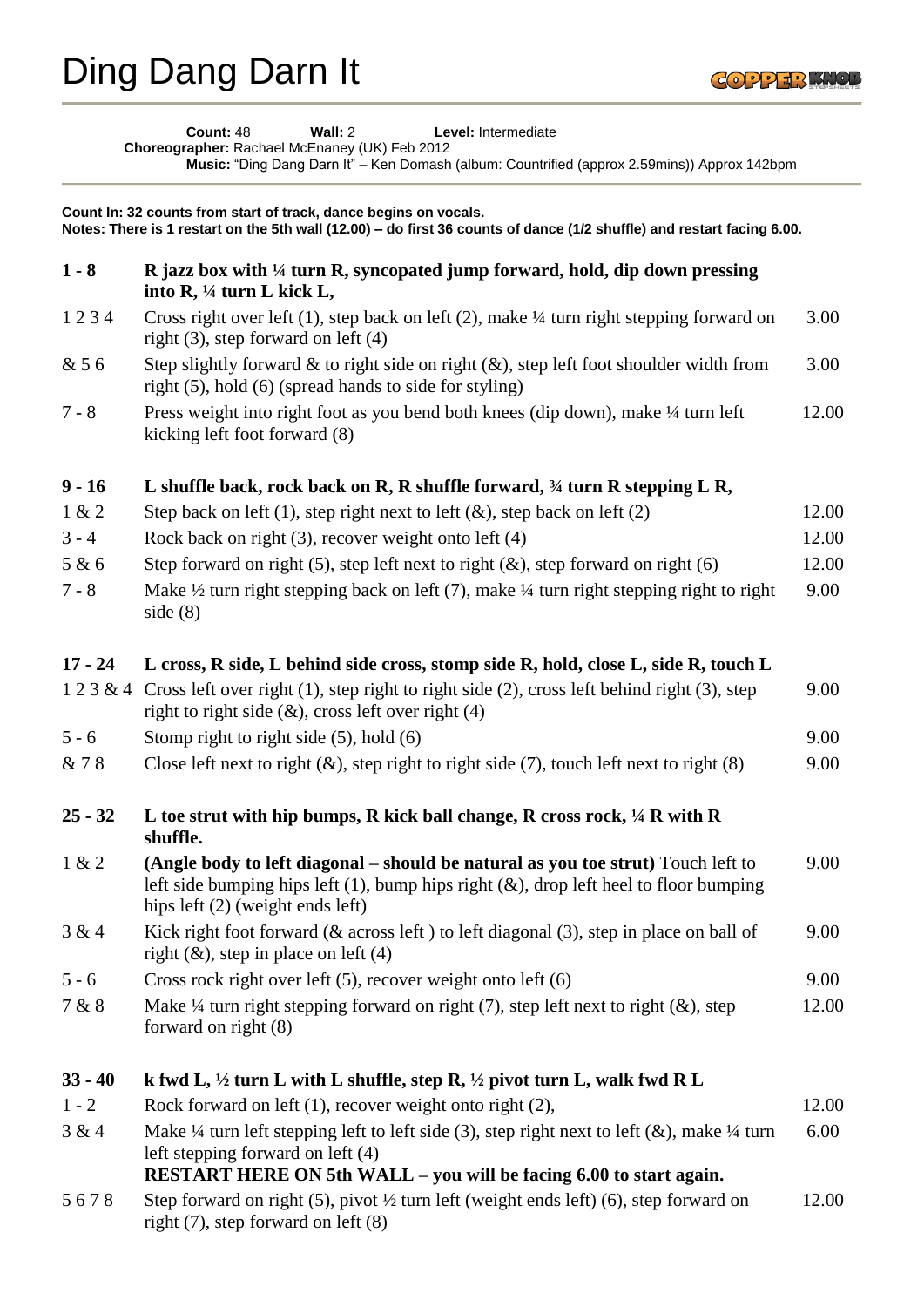# Ding Dang Darn It

**Count:** 48 **Wall:** 2 **Level:** Intermediate
**Choreographer:** Rachael McEnaney (UK) Feb 2012
**Music:** "Ding Dang Darn It" – Ken Domash (album: Countrified (approx 2.59mins)) Approx 142bpm

**Count In: 32 counts from start of track, dance begins on vocals.**
**Notes: There is 1 restart on the 5th wall (12.00) – do first 36 counts of dance (1/2 shuffle) and restart facing 6.00.**

| | | |
|---|---|---|
| **1 - 8** | **R jazz box with ¼ turn R, syncopated jump forward, hold, dip down pressing into R, ¼ turn L kick L,** | |
| 1 2 3 4 | Cross right over left (1), step back on left (2), make ¼ turn right stepping forward on right (3), step forward on left (4) | 3.00 |
| & 5 6 | Step slightly forward & to right side on right (&), step left foot shoulder width from right (5), hold (6) (spread hands to side for styling) | 3.00 |
| 7 - 8 | Press weight into right foot as you bend both knees (dip down), make ¼ turn left kicking left foot forward (8) | 12.00 |
| **9 - 16** | **L shuffle back, rock back on R, R shuffle forward, ¾ turn R stepping L R,** | |
| 1 & 2 | Step back on left (1), step right next to left (&), step back on left (2) | 12.00 |
| 3 - 4 | Rock back on right (3), recover weight onto left (4) | 12.00 |
| 5 & 6 | Step forward on right (5), step left next to right (&), step forward on right (6) | 12.00 |
| 7 - 8 | Make ½ turn right stepping back on left (7), make ¼ turn right stepping right to right side (8) | 9.00 |
| **17 - 24** | **L cross, R side, L behind side cross, stomp side R, hold, close L, side R, touch L** | |
| 1 2 3 & 4 | Cross left over right (1), step right to right side (2), cross left behind right (3), step right to right side (&), cross left over right (4) | 9.00 |
| 5 - 6 | Stomp right to right side (5), hold (6) | 9.00 |
| & 7 8 | Close left next to right (&), step right to right side (7), touch left next to right (8) | 9.00 |
| **25 - 32** | **L toe strut with hip bumps, R kick ball change, R cross rock, ¼ R with R shuffle.** | |
| 1 & 2 | **(Angle body to left diagonal – should be natural as you toe strut)** Touch left to left side bumping hips left (1), bump hips right (&), drop left heel to floor bumping hips left (2) (weight ends left) | 9.00 |
| 3 & 4 | Kick right foot forward (& across left ) to left diagonal (3), step in place on ball of right (&), step in place on left (4) | 9.00 |
| 5 - 6 | Cross rock right over left (5), recover weight onto left (6) | 9.00 |
| 7 & 8 | Make ¼ turn right stepping forward on right (7), step left next to right (&), step forward on right (8) | 12.00 |
| **33 - 40** | **k fwd L, ½ turn L with L shuffle, step R, ½ pivot turn L, walk fwd R L** | |
| 1 - 2 | Rock forward on left (1), recover weight onto right (2), | 12.00 |
| 3 & 4 | Make ¼ turn left stepping left to left side (3), step right next to left (&), make ¼ turn left stepping forward on left (4)<br>**RESTART HERE ON 5th WALL – you will be facing 6.00 to start again.** | 6.00 |
| 5 6 7 8 | Step forward on right (5), pivot ½ turn left (weight ends left) (6), step forward on right (7), step forward on left (8) | 12.00 |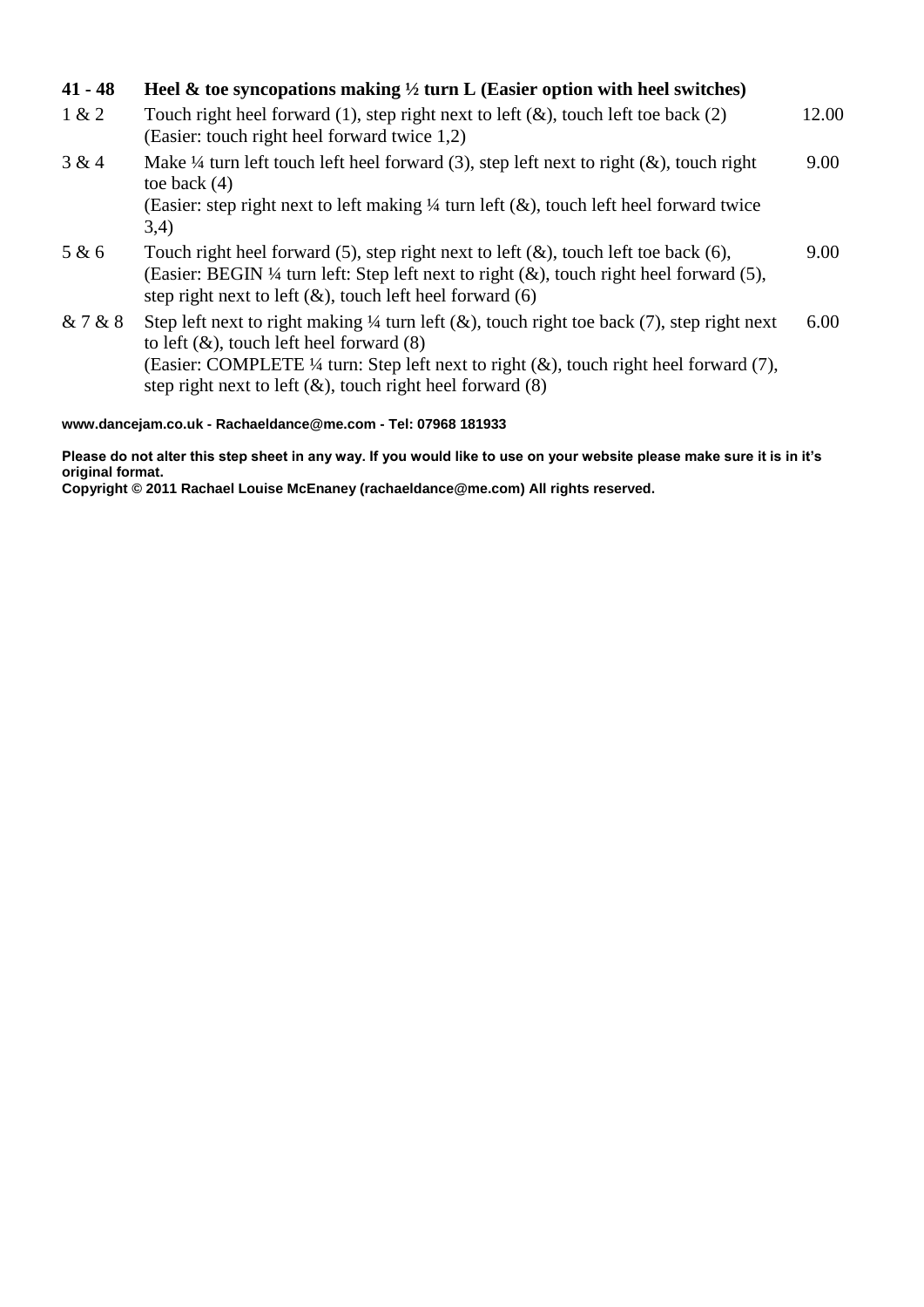| **41 - 48** | **Heel & toe syncopations making ½ turn L (Easier option with heel switches)** | |
|---|---|---|
| 1 & 2 | Touch right heel forward (1), step right next to left (&), touch left toe back (2) (Easier: touch right heel forward twice 1,2) | 12.00 |
| 3 & 4 | Make ¼ turn left touch left heel forward (3), step left next to right (&), touch right toe back (4) (Easier: step right next to left making ¼ turn left (&), touch left heel forward twice 3,4) | 9.00 |
| 5 & 6 | Touch right heel forward (5), step right next to left (&), touch left toe back (6), (Easier: BEGIN ¼ turn left: Step left next to right (&), touch right heel forward (5), step right next to left (&), touch left heel forward (6) | 9.00 |
| & 7 & 8 | Step left next to right making ¼ turn left (&), touch right toe back (7), step right next to left (&), touch left heel forward (8) (Easier: COMPLETE ¼ turn: Step left next to right (&), touch right heel forward (7), step right next to left (&), touch right heel forward (8) | 6.00 |

**www.dancejam.co.uk - Rachaeldance@me.com - Tel: 07968 181933**

**Please do not alter this step sheet in any way. If you would like to use on your website please make sure it is in it's original format.**
**Copyright © 2011 Rachael Louise McEnaney (rachaeldance@me.com) All rights reserved.**